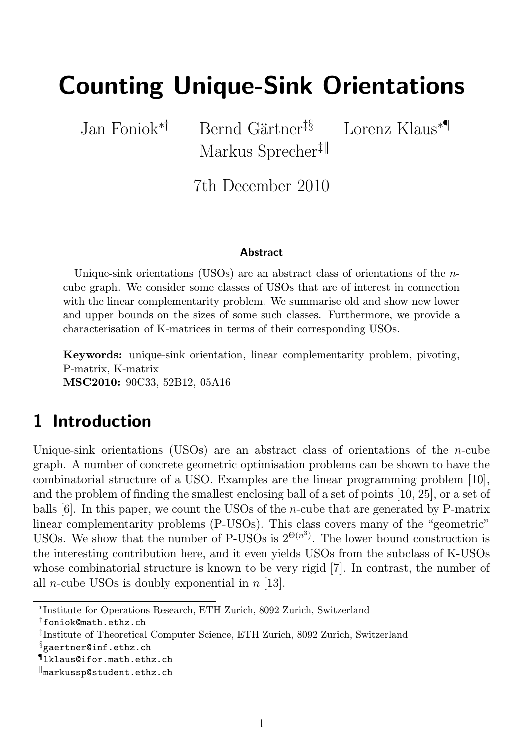# Counting Unique-Sink Orientations

Jan Foniok[*†] Bernd Gärtner[‡§] Lorenz Klaus[*¶]
Markus Sprecher[‡‖]

7th December 2010

**Abstract**

Unique-sink orientations (USOs) are an abstract class of orientations of the $n$-cube graph. We consider some classes of USOs that are of interest in connection with the linear complementarity problem. We summarise old and show new lower and upper bounds on the sizes of some such classes. Furthermore, we provide a characterisation of K-matrices in terms of their corresponding USOs.

**Keywords:** unique-sink orientation, linear complementarity problem, pivoting, P-matrix, K-matrix
**MSC2010:** 90C33, 52B12, 05A16

## 1 Introduction

Unique-sink orientations (USOs) are an abstract class of orientations of the $n$-cube graph. A number of concrete geometric optimisation problems can be shown to have the combinatorial structure of a USO. Examples are the linear programming problem [10], and the problem of finding the smallest enclosing ball of a set of points [10, 25], or a set of balls [6]. In this paper, we count the USOs of the $n$-cube that are generated by P-matrix linear complementarity problems (P-USOs). This class covers many of the "geometric" USOs. We show that the number of P-USOs is $2^{\Theta(n^3)}$. The lower bound construction is the interesting contribution here, and it even yields USOs from the subclass of K-USOs whose combinatorial structure is known to be very rigid [7]. In contrast, the number of all $n$-cube USOs is doubly exponential in $n$ [13].

[*]Institute for Operations Research, ETH Zurich, 8092 Zurich, Switzerland
[†]foniok@math.ethz.ch
[‡]Institute of Theoretical Computer Science, ETH Zurich, 8092 Zurich, Switzerland
[§]gaertner@inf.ethz.ch
[¶]lklaus@ifor.math.ethz.ch
[‖]markussp@student.ethz.ch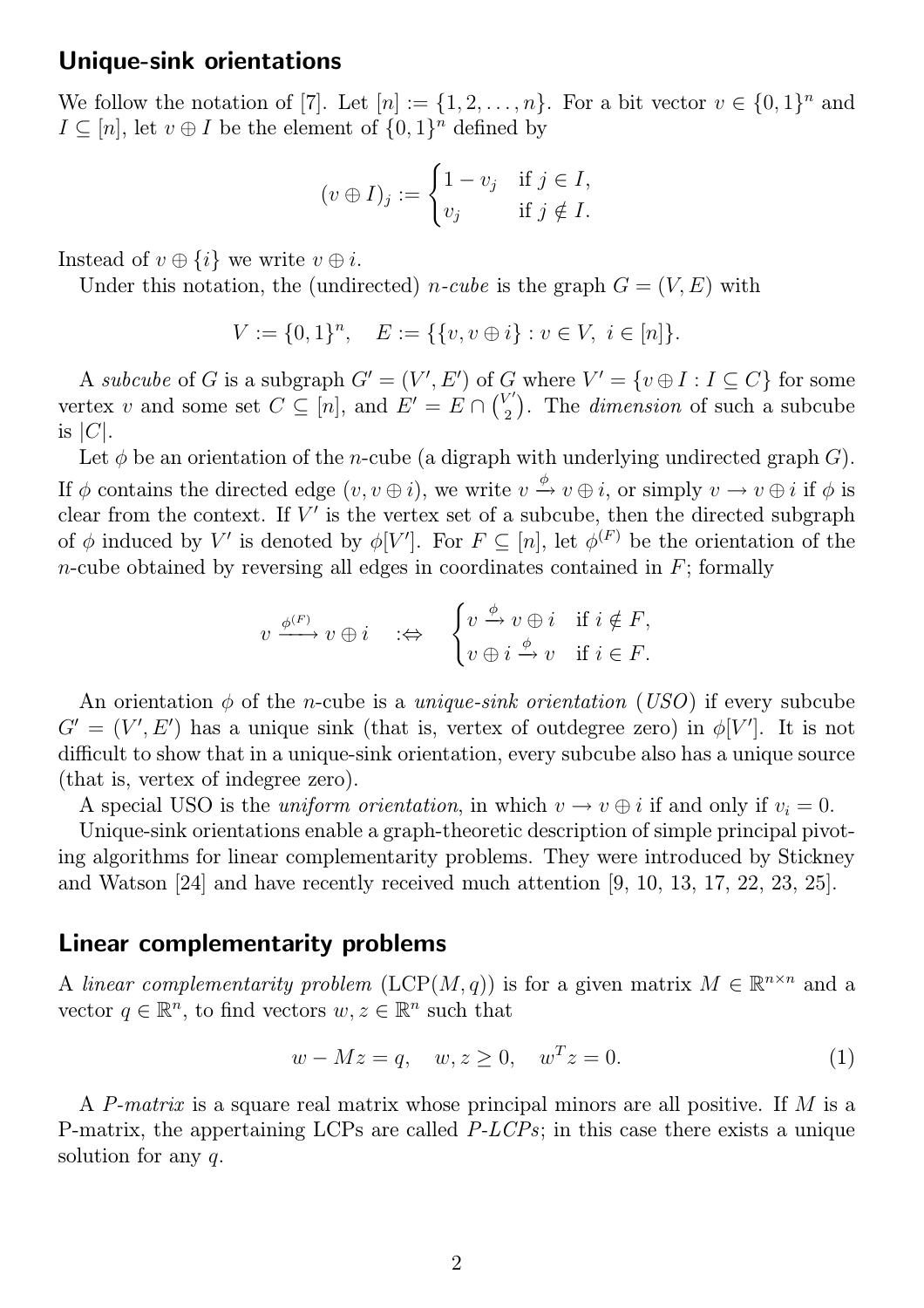## Unique-sink orientations

We follow the notation of [7]. Let $[n] := \{1, 2, \ldots, n\}$. For a bit vector $v \in \{0,1\}^n$ and $I \subseteq [n]$, let $v \oplus I$ be the element of $\{0,1\}^n$ defined by

$$(v \oplus I)_j := \begin{cases} 1 - v_j & \text{if } j \in I, \\ v_j & \text{if } j \notin I. \end{cases}$$

Instead of $v \oplus \{i\}$ we write $v \oplus i$.

Under this notation, the (undirected) *n-cube* is the graph $G = (V, E)$ with

$$V := \{0,1\}^n, \quad E := \{\{v, v \oplus i\} : v \in V,\ i \in [n]\}.$$

A *subcube* of $G$ is a subgraph $G' = (V', E')$ of $G$ where $V' = \{v \oplus I : I \subseteq C\}$ for some vertex $v$ and some set $C \subseteq [n]$, and $E' = E \cap \binom{V'}{2}$. The *dimension* of such a subcube is $|C|$.

Let $\phi$ be an orientation of the $n$-cube (a digraph with underlying undirected graph $G$). If $\phi$ contains the directed edge $(v, v \oplus i)$, we write $v \xrightarrow{\phi} v \oplus i$, or simply $v \to v \oplus i$ if $\phi$ is clear from the context. If $V'$ is the vertex set of a subcube, then the directed subgraph of $\phi$ induced by $V'$ is denoted by $\phi[V']$. For $F \subseteq [n]$, let $\phi^{(F)}$ be the orientation of the $n$-cube obtained by reversing all edges in coordinates contained in $F$; formally

$$v \xrightarrow{\phi^{(F)}} v \oplus i \quad :\Leftrightarrow \quad \begin{cases} v \xrightarrow{\phi} v \oplus i & \text{if } i \notin F, \\ v \oplus i \xrightarrow{\phi} v & \text{if } i \in F. \end{cases}$$

An orientation $\phi$ of the $n$-cube is a *unique-sink orientation* (*USO*) if every subcube $G' = (V', E')$ has a unique sink (that is, vertex of outdegree zero) in $\phi[V']$. It is not difficult to show that in a unique-sink orientation, every subcube also has a unique source (that is, vertex of indegree zero).

A special USO is the *uniform orientation*, in which $v \to v \oplus i$ if and only if $v_i = 0$.

Unique-sink orientations enable a graph-theoretic description of simple principal pivoting algorithms for linear complementarity problems. They were introduced by Stickney and Watson [24] and have recently received much attention [9, 10, 13, 17, 22, 23, 25].

## Linear complementarity problems

A *linear complementarity problem* (LCP$(M, q)$) is for a given matrix $M \in \mathbb{R}^{n \times n}$ and a vector $q \in \mathbb{R}^n$, to find vectors $w, z \in \mathbb{R}^n$ such that

$$w - Mz = q, \quad w, z \geq 0, \quad w^T z = 0. \tag{1}$$

A *P-matrix* is a square real matrix whose principal minors are all positive. If $M$ is a P-matrix, the appertaining LCPs are called *P-LCPs*; in this case there exists a unique solution for any $q$.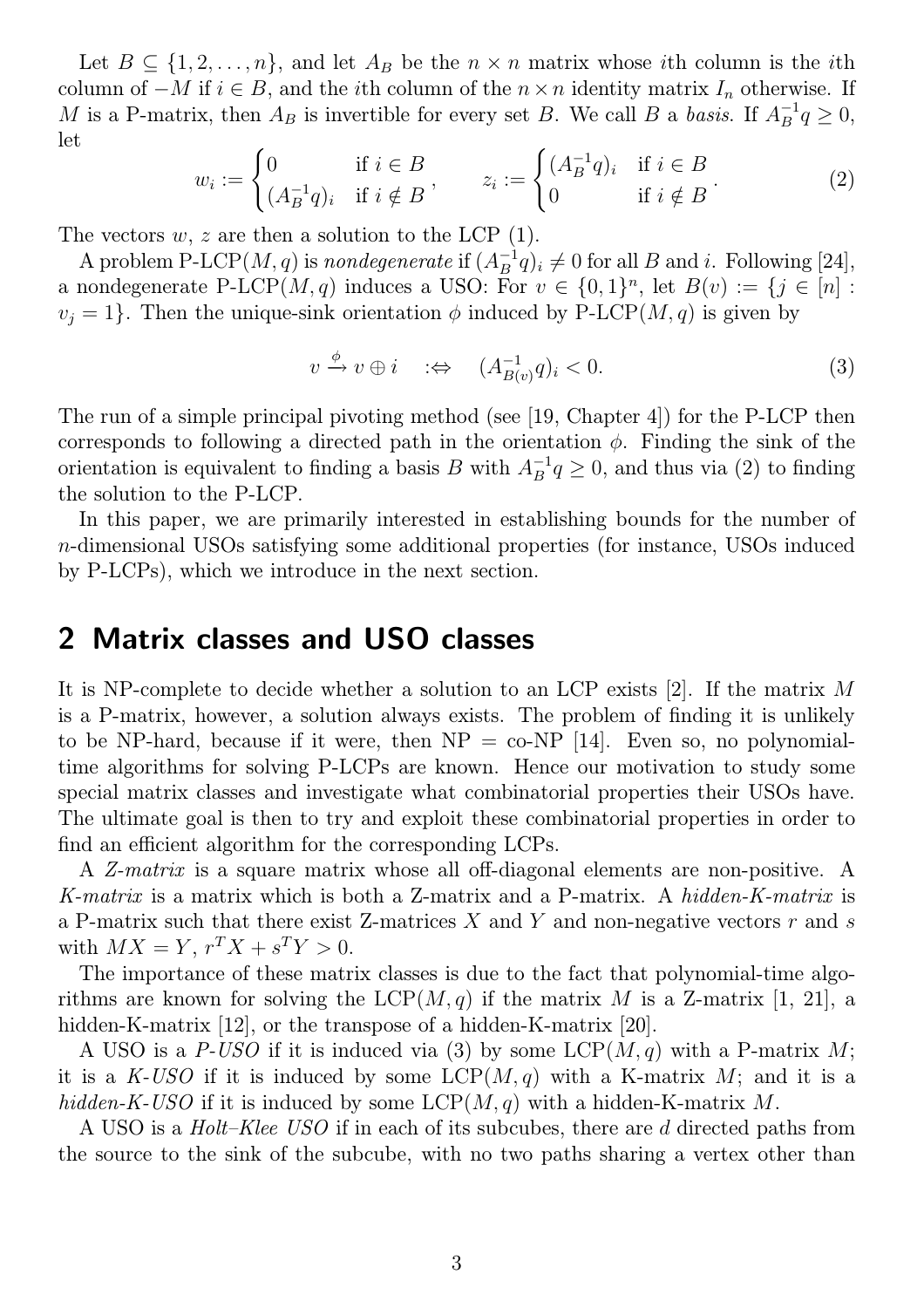Let $B \subseteq \{1, 2, \ldots, n\}$, and let $A_B$ be the $n \times n$ matrix whose $i$th column is the $i$th column of $-M$ if $i \in B$, and the $i$th column of the $n \times n$ identity matrix $I_n$ otherwise. If $M$ is a P-matrix, then $A_B$ is invertible for every set $B$. We call $B$ a *basis*. If $A_B^{-1} q \geq 0$, let

$$w_i := \begin{cases} 0 & \text{if } i \in B \\ (A_B^{-1} q)_i & \text{if } i \notin B \end{cases}, \qquad z_i := \begin{cases} (A_B^{-1} q)_i & \text{if } i \in B \\ 0 & \text{if } i \notin B \end{cases}. \tag{2}$$

The vectors $w, z$ are then a solution to the LCP (1).

A problem P-LCP$(M, q)$ is *nondegenerate* if $(A_B^{-1} q)_i \neq 0$ for all $B$ and $i$. Following [24], a nondegenerate P-LCP$(M, q)$ induces a USO: For $v \in \{0, 1\}^n$, let $B(v) := \{j \in [n] : v_j = 1\}$. Then the unique-sink orientation $\phi$ induced by P-LCP$(M, q)$ is given by

$$v \xrightarrow{\phi} v \oplus i \quad :\Leftrightarrow \quad (A_{B(v)}^{-1} q)_i < 0. \tag{3}$$

The run of a simple principal pivoting method (see [19, Chapter 4]) for the P-LCP then corresponds to following a directed path in the orientation $\phi$. Finding the sink of the orientation is equivalent to finding a basis $B$ with $A_B^{-1} q \geq 0$, and thus via (2) to finding the solution to the P-LCP.

In this paper, we are primarily interested in establishing bounds for the number of $n$-dimensional USOs satisfying some additional properties (for instance, USOs induced by P-LCPs), which we introduce in the next section.

## 2 Matrix classes and USO classes

It is NP-complete to decide whether a solution to an LCP exists [2]. If the matrix $M$ is a P-matrix, however, a solution always exists. The problem of finding it is unlikely to be NP-hard, because if it were, then NP = co-NP [14]. Even so, no polynomial-time algorithms for solving P-LCPs are known. Hence our motivation to study some special matrix classes and investigate what combinatorial properties their USOs have. The ultimate goal is then to try and exploit these combinatorial properties in order to find an efficient algorithm for the corresponding LCPs.

A *Z-matrix* is a square matrix whose all off-diagonal elements are non-positive. A *K-matrix* is a matrix which is both a Z-matrix and a P-matrix. A *hidden-K-matrix* is a P-matrix such that there exist Z-matrices $X$ and $Y$ and non-negative vectors $r$ and $s$ with $MX = Y$, $r^T X + s^T Y > 0$.

The importance of these matrix classes is due to the fact that polynomial-time algorithms are known for solving the LCP$(M, q)$ if the matrix $M$ is a Z-matrix [1, 21], a hidden-K-matrix [12], or the transpose of a hidden-K-matrix [20].

A USO is a *P-USO* if it is induced via (3) by some LCP$(M, q)$ with a P-matrix $M$; it is a *K-USO* if it is induced by some LCP$(M, q)$ with a K-matrix $M$; and it is a *hidden-K-USO* if it is induced by some LCP$(M, q)$ with a hidden-K-matrix $M$.

A USO is a *Holt–Klee USO* if in each of its subcubes, there are $d$ directed paths from the source to the sink of the subcube, with no two paths sharing a vertex other than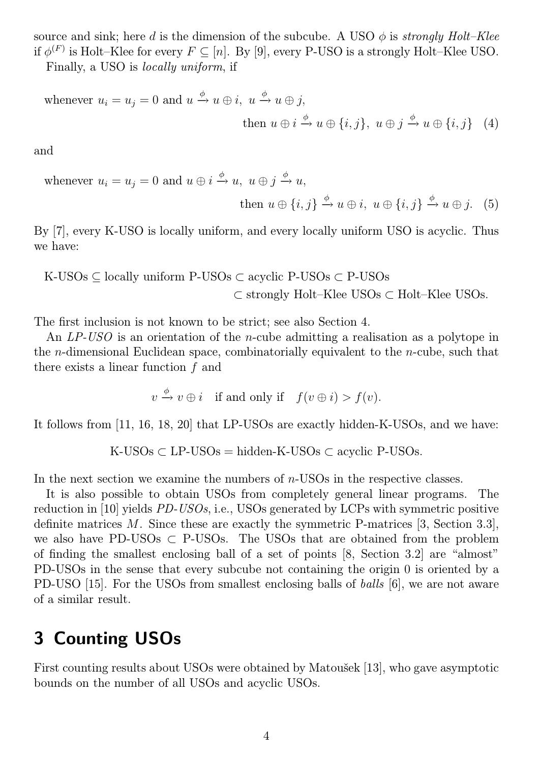source and sink; here $d$ is the dimension of the subcube. A USO $\phi$ is *strongly Holt–Klee* if $\phi^{(F)}$ is Holt–Klee for every $F \subseteq [n]$. By [9], every P-USO is a strongly Holt–Klee USO.

Finally, a USO is *locally uniform*, if

$$\text{whenever } u_i = u_j = 0 \text{ and } u \xrightarrow{\phi} u \oplus i,\ u \xrightarrow{\phi} u \oplus j, \quad \text{then } u \oplus i \xrightarrow{\phi} u \oplus \{i,j\},\ u \oplus j \xrightarrow{\phi} u \oplus \{i,j\} \tag{4}$$

and

$$\text{whenever } u_i = u_j = 0 \text{ and } u \oplus i \xrightarrow{\phi} u,\ u \oplus j \xrightarrow{\phi} u, \quad \text{then } u \oplus \{i,j\} \xrightarrow{\phi} u \oplus i,\ u \oplus \{i,j\} \xrightarrow{\phi} u \oplus j. \tag{5}$$

By [7], every K-USO is locally uniform, and every locally uniform USO is acyclic. Thus we have:

$$\text{K-USOs} \subseteq \text{locally uniform P-USOs} \subset \text{acyclic P-USOs} \subset \text{P-USOs} \subset \text{strongly Holt–Klee USOs} \subset \text{Holt–Klee USOs}.$$

The first inclusion is not known to be strict; see also Section 4.

An *LP-USO* is an orientation of the $n$-cube admitting a realisation as a polytope in the $n$-dimensional Euclidean space, combinatorially equivalent to the $n$-cube, such that there exists a linear function $f$ and

$$v \xrightarrow{\phi} v \oplus i \quad \text{if and only if} \quad f(v \oplus i) > f(v).$$

It follows from [11, 16, 18, 20] that LP-USOs are exactly hidden-K-USOs, and we have:

$$\text{K-USOs} \subset \text{LP-USOs} = \text{hidden-K-USOs} \subset \text{acyclic P-USOs}.$$

In the next section we examine the numbers of $n$-USOs in the respective classes.

It is also possible to obtain USOs from completely general linear programs. The reduction in [10] yields *PD-USOs*, i.e., USOs generated by LCPs with symmetric positive definite matrices $M$. Since these are exactly the symmetric P-matrices [3, Section 3.3], we also have PD-USOs $\subset$ P-USOs. The USOs that are obtained from the problem of finding the smallest enclosing ball of a set of points [8, Section 3.2] are "almost" PD-USOs in the sense that every subcube not containing the origin 0 is oriented by a PD-USO [15]. For the USOs from smallest enclosing balls of *balls* [6], we are not aware of a similar result.

## 3 Counting USOs

First counting results about USOs were obtained by Matoušek [13], who gave asymptotic bounds on the number of all USOs and acyclic USOs.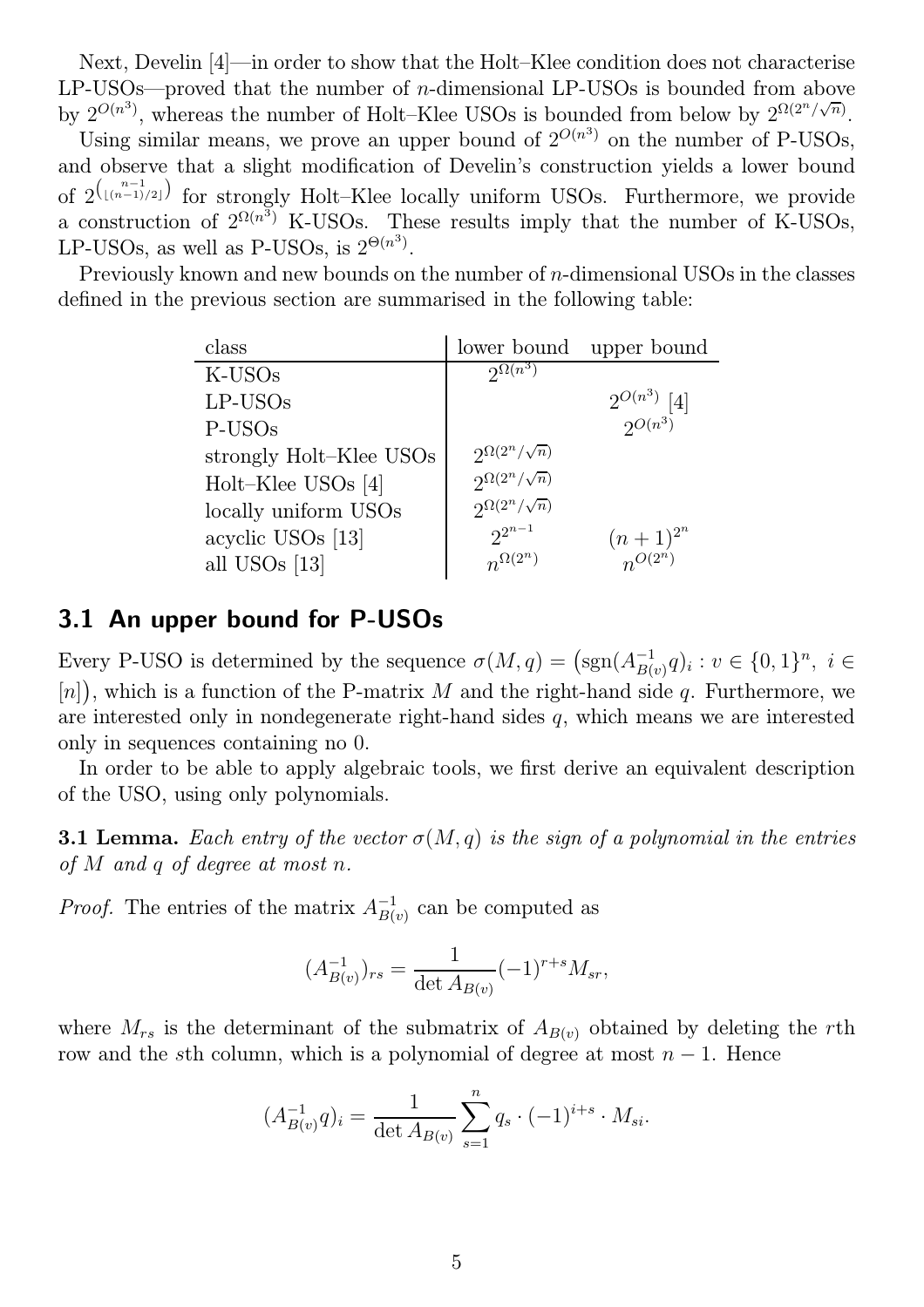Next, Develin [4]—in order to show that the Holt–Klee condition does not characterise LP-USOs—proved that the number of $n$-dimensional LP-USOs is bounded from above by $2^{O(n^3)}$, whereas the number of Holt–Klee USOs is bounded from below by $2^{\Omega(2^n/\sqrt{n})}$.

Using similar means, we prove an upper bound of $2^{O(n^3)}$ on the number of P-USOs, and observe that a slight modification of Develin's construction yields a lower bound of $2^{\binom{n-1}{\lfloor (n-1)/2 \rfloor}}$ for strongly Holt–Klee locally uniform USOs. Furthermore, we provide a construction of $2^{\Omega(n^3)}$ K-USOs. These results imply that the number of K-USOs, LP-USOs, as well as P-USOs, is $2^{\Theta(n^3)}$.

Previously known and new bounds on the number of $n$-dimensional USOs in the classes defined in the previous section are summarised in the following table:

| class | lower bound | upper bound |
|---|---|---|
| K-USOs | $2^{\Omega(n^3)}$ | |
| LP-USOs | | $2^{O(n^3)}$ [4] |
| P-USOs | | $2^{O(n^3)}$ |
| strongly Holt–Klee USOs | $2^{\Omega(2^n/\sqrt{n})}$ | |
| Holt–Klee USOs [4] | $2^{\Omega(2^n/\sqrt{n})}$ | |
| locally uniform USOs | $2^{\Omega(2^n/\sqrt{n})}$ | |
| acyclic USOs [13] | $2^{2^{n-1}}$ | $(n+1)^{2^n}$ |
| all USOs [13] | $n^{\Omega(2^n)}$ | $n^{O(2^n)}$ |

## 3.1 An upper bound for P-USOs

Every P-USO is determined by the sequence $\sigma(M, q) = \left(\operatorname{sgn}(A_{B(v)}^{-1} q)_i : v \in \{0,1\}^n,\ i \in [n]\right)$, which is a function of the P-matrix $M$ and the right-hand side $q$. Furthermore, we are interested only in nondegenerate right-hand sides $q$, which means we are interested only in sequences containing no 0.

In order to be able to apply algebraic tools, we first derive an equivalent description of the USO, using only polynomials.

**3.1 Lemma.** *Each entry of the vector $\sigma(M, q)$ is the sign of a polynomial in the entries of $M$ and $q$ of degree at most $n$.*

*Proof.* The entries of the matrix $A_{B(v)}^{-1}$ can be computed as

$$(A_{B(v)}^{-1})_{rs} = \frac{1}{\det A_{B(v)}} (-1)^{r+s} M_{sr},$$

where $M_{rs}$ is the determinant of the submatrix of $A_{B(v)}$ obtained by deleting the $r$th row and the $s$th column, which is a polynomial of degree at most $n-1$. Hence

$$(A_{B(v)}^{-1} q)_i = \frac{1}{\det A_{B(v)}} \sum_{s=1}^{n} q_s \cdot (-1)^{i+s} \cdot M_{si}.$$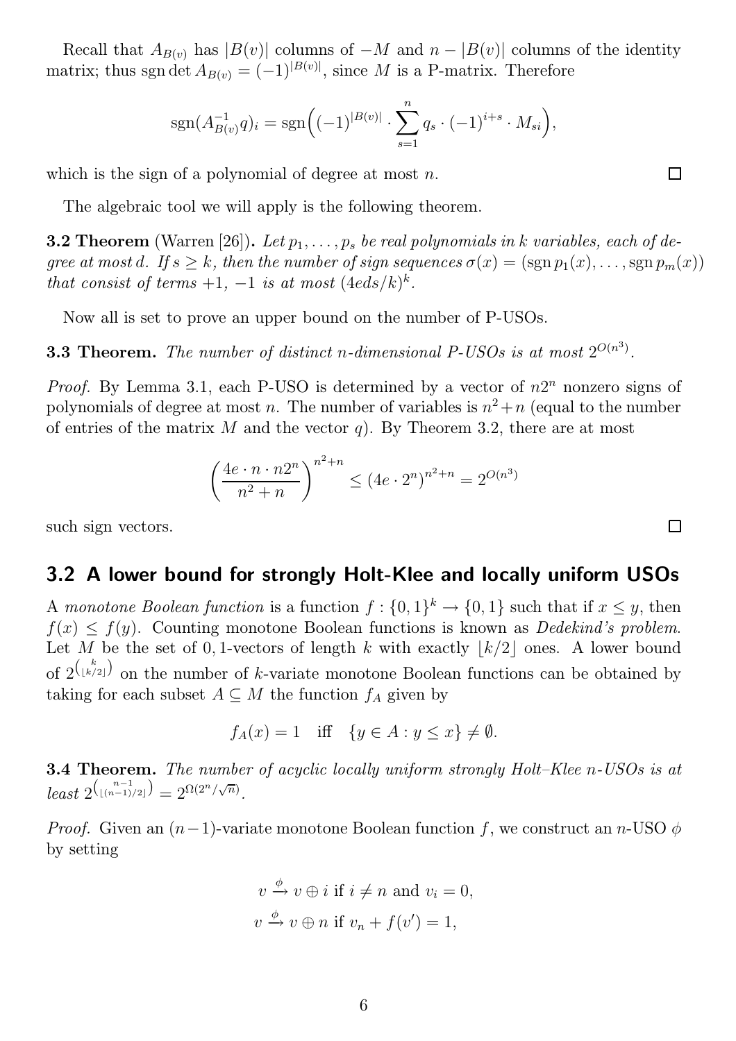Recall that $A_{B(v)}$ has $|B(v)|$ columns of $-M$ and $n - |B(v)|$ columns of the identity matrix; thus $\operatorname{sgn}\det A_{B(v)} = (-1)^{|B(v)|}$, since $M$ is a P-matrix. Therefore

$$\operatorname{sgn}(A_{B(v)}^{-1}q)_i = \operatorname{sgn}\Big((-1)^{|B(v)|} \cdot \sum_{s=1}^{n} q_s \cdot (-1)^{i+s} \cdot M_{si}\Big),$$

which is the sign of a polynomial of degree at most $n$. □

The algebraic tool we will apply is the following theorem.

**3.2 Theorem** (Warren [26]). *Let $p_1, \ldots, p_s$ be real polynomials in $k$ variables, each of degree at most $d$. If $s \geq k$, then the number of sign sequences $\sigma(x) = (\operatorname{sgn} p_1(x), \ldots, \operatorname{sgn} p_m(x))$ that consist of terms $+1$, $-1$ is at most $(4eds/k)^k$.*

Now all is set to prove an upper bound on the number of P-USOs.

**3.3 Theorem.** *The number of distinct $n$-dimensional P-USOs is at most $2^{O(n^3)}$.*

*Proof.* By Lemma 3.1, each P-USO is determined by a vector of $n2^n$ nonzero signs of polynomials of degree at most $n$. The number of variables is $n^2+n$ (equal to the number of entries of the matrix $M$ and the vector $q$). By Theorem 3.2, there are at most

$$\left(\frac{4e \cdot n \cdot n2^n}{n^2+n}\right)^{n^2+n} \leq (4e \cdot 2^n)^{n^2+n} = 2^{O(n^3)}$$

such sign vectors. □

## 3.2 A lower bound for strongly Holt-Klee and locally uniform USOs

A *monotone Boolean function* is a function $f : \{0,1\}^k \to \{0,1\}$ such that if $x \leq y$, then $f(x) \leq f(y)$. Counting monotone Boolean functions is known as *Dedekind's problem*. Let $M$ be the set of 0,1-vectors of length $k$ with exactly $\lfloor k/2 \rfloor$ ones. A lower bound of $2^{\binom{k}{\lfloor k/2 \rfloor}}$ on the number of $k$-variate monotone Boolean functions can be obtained by taking for each subset $A \subseteq M$ the function $f_A$ given by

$$f_A(x) = 1 \quad \text{iff} \quad \{y \in A : y \leq x\} \neq \emptyset.$$

**3.4 Theorem.** *The number of acyclic locally uniform strongly Holt–Klee $n$-USOs is at least $2^{\binom{n-1}{\lfloor (n-1)/2 \rfloor}} = 2^{\Omega(2^n/\sqrt{n})}$.*

*Proof.* Given an $(n-1)$-variate monotone Boolean function $f$, we construct an $n$-USO $\phi$ by setting

$$v \xrightarrow{\phi} v \oplus i \text{ if } i \neq n \text{ and } v_i = 0,$$
$$v \xrightarrow{\phi} v \oplus n \text{ if } v_n + f(v') = 1,$$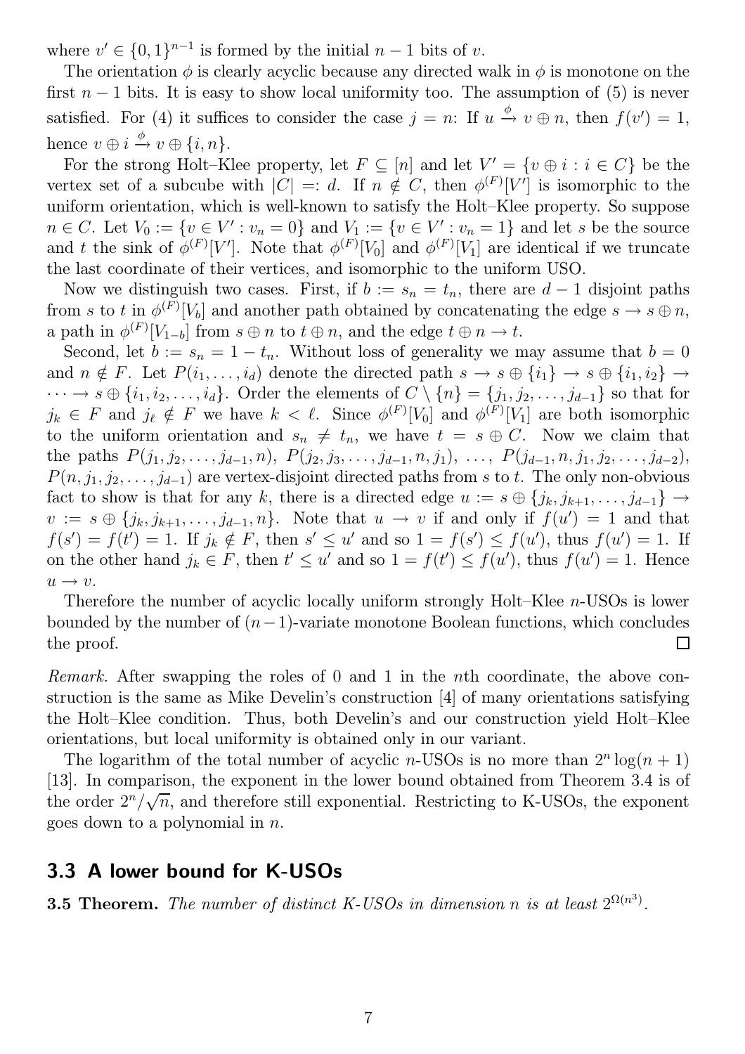where $v' \in \{0,1\}^{n-1}$ is formed by the initial $n-1$ bits of $v$.

The orientation $\phi$ is clearly acyclic because any directed walk in $\phi$ is monotone on the first $n-1$ bits. It is easy to show local uniformity too. The assumption of (5) is never satisfied. For (4) it suffices to consider the case $j = n$: If $u \xrightarrow{\phi} v \oplus n$, then $f(v') = 1$, hence $v \oplus i \xrightarrow{\phi} v \oplus \{i, n\}$.

For the strong Holt–Klee property, let $F \subseteq [n]$ and let $V' = \{v \oplus i : i \in C\}$ be the vertex set of a subcube with $|C| =: d$. If $n \notin C$, then $\phi^{(F)}[V']$ is isomorphic to the uniform orientation, which is well-known to satisfy the Holt–Klee property. So suppose $n \in C$. Let $V_0 := \{v \in V' : v_n = 0\}$ and $V_1 := \{v \in V' : v_n = 1\}$ and let $s$ be the source and $t$ the sink of $\phi^{(F)}[V']$. Note that $\phi^{(F)}[V_0]$ and $\phi^{(F)}[V_1]$ are identical if we truncate the last coordinate of their vertices, and isomorphic to the uniform USO.

Now we distinguish two cases. First, if $b := s_n = t_n$, there are $d-1$ disjoint paths from $s$ to $t$ in $\phi^{(F)}[V_b]$ and another path obtained by concatenating the edge $s \to s \oplus n$, a path in $\phi^{(F)}[V_{1-b}]$ from $s \oplus n$ to $t \oplus n$, and the edge $t \oplus n \to t$.

Second, let $b := s_n = 1 - t_n$. Without loss of generality we may assume that $b = 0$ and $n \notin F$. Let $P(i_1, \ldots, i_d)$ denote the directed path $s \to s \oplus \{i_1\} \to s \oplus \{i_1, i_2\} \to \cdots \to s \oplus \{i_1, i_2, \ldots, i_d\}$. Order the elements of $C \setminus \{n\} = \{j_1, j_2, \ldots, j_{d-1}\}$ so that for $j_k \in F$ and $j_\ell \notin F$ we have $k < \ell$. Since $\phi^{(F)}[V_0]$ and $\phi^{(F)}[V_1]$ are both isomorphic to the uniform orientation and $s_n \neq t_n$, we have $t = s \oplus C$. Now we claim that the paths $P(j_1, j_2, \ldots, j_{d-1}, n)$, $P(j_2, j_3, \ldots, j_{d-1}, n, j_1)$, $\ldots$, $P(j_{d-1}, n, j_1, j_2, \ldots, j_{d-2})$, $P(n, j_1, j_2, \ldots, j_{d-1})$ are vertex-disjoint directed paths from $s$ to $t$. The only non-obvious fact to show is that for any $k$, there is a directed edge $u := s \oplus \{j_k, j_{k+1}, \ldots, j_{d-1}\} \to v := s \oplus \{j_k, j_{k+1}, \ldots, j_{d-1}, n\}$. Note that $u \to v$ if and only if $f(u') = 1$ and that $f(s') = f(t') = 1$. If $j_k \notin F$, then $s' \leq u'$ and so $1 = f(s') \leq f(u')$, thus $f(u') = 1$. If on the other hand $j_k \in F$, then $t' \leq u'$ and so $1 = f(t') \leq f(u')$, thus $f(u') = 1$. Hence $u \to v$.

Therefore the number of acyclic locally uniform strongly Holt–Klee $n$-USOs is lower bounded by the number of $(n-1)$-variate monotone Boolean functions, which concludes the proof. □

*Remark.* After swapping the roles of 0 and 1 in the $n$th coordinate, the above construction is the same as Mike Develin's construction [4] of many orientations satisfying the Holt–Klee condition. Thus, both Develin's and our construction yield Holt–Klee orientations, but local uniformity is obtained only in our variant.

The logarithm of the total number of acyclic $n$-USOs is no more than $2^n \log(n+1)$ [13]. In comparison, the exponent in the lower bound obtained from Theorem 3.4 is of the order $2^n/\sqrt{n}$, and therefore still exponential. Restricting to K-USOs, the exponent goes down to a polynomial in $n$.

## 3.3 A lower bound for K-USOs

**3.5 Theorem.** *The number of distinct K-USOs in dimension $n$ is at least $2^{\Omega(n^3)}$.*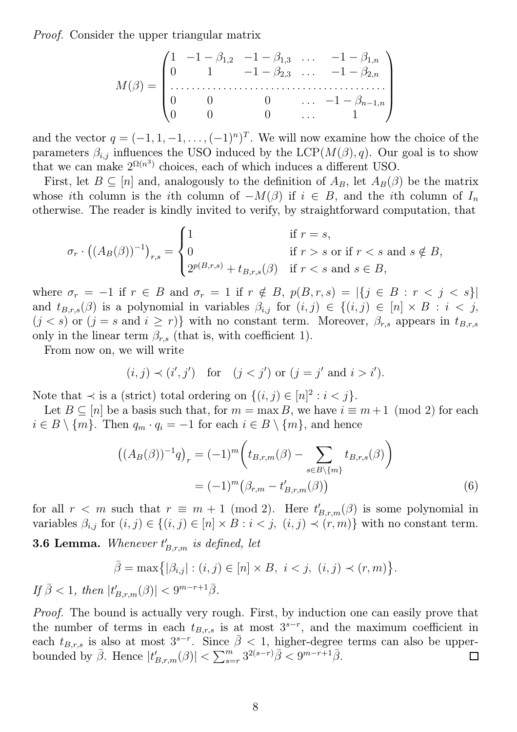*Proof.* Consider the upper triangular matrix

$$M(\beta) = \begin{pmatrix} 1 & -1-\beta_{1,2} & -1-\beta_{1,3} & \dots & -1-\beta_{1,n} \\ 0 & 1 & -1-\beta_{2,3} & \dots & -1-\beta_{2,n} \\ \dots & \dots & \dots & \dots & \dots \\ 0 & 0 & 0 & \dots & -1-\beta_{n-1,n} \\ 0 & 0 & 0 & \dots & 1 \end{pmatrix}$$

and the vector $q = (-1, 1, -1, \dots, (-1)^n)^T$. We will now examine how the choice of the parameters $\beta_{i,j}$ influences the USO induced by the LCP$(M(\beta), q)$. Our goal is to show that we can make $2^{\Omega(n^3)}$ choices, each of which induces a different USO.

First, let $B \subseteq [n]$ and, analogously to the definition of $A_B$, let $A_B(\beta)$ be the matrix whose $i$th column is the $i$th column of $-M(\beta)$ if $i \in B$, and the $i$th column of $I_n$ otherwise. The reader is kindly invited to verify, by straightforward computation, that

$$\sigma_r \cdot \left((A_B(\beta))^{-1}\right)_{r,s} = \begin{cases} 1 & \text{if } r = s, \\ 0 & \text{if } r > s \text{ or if } r < s \text{ and } s \notin B, \\ 2^{p(B,r,s)} + t_{B,r,s}(\beta) & \text{if } r < s \text{ and } s \in B, \end{cases}$$

where $\sigma_r = -1$ if $r \in B$ and $\sigma_r = 1$ if $r \notin B$, $p(B, r, s) = |\{j \in B : r < j < s\}|$ and $t_{B,r,s}(\beta)$ is a polynomial in variables $\beta_{i,j}$ for $(i, j) \in \{(i, j) \in [n] \times B : i < j,$ $(j < s)$ or $(j = s$ and $i \geq r)\}$ with no constant term. Moreover, $\beta_{r,s}$ appears in $t_{B,r,s}$ only in the linear term $\beta_{r,s}$ (that is, with coefficient 1).

From now on, we will write

$$(i, j) \prec (i', j') \quad \text{for} \quad (j < j') \text{ or } (j = j' \text{ and } i > i').$$

Note that $\prec$ is a (strict) total ordering on $\{(i, j) \in [n]^2 : i < j\}$.

Let $B \subseteq [n]$ be a basis such that, for $m = \max B$, we have $i \equiv m + 1 \pmod 2$ for each $i \in B \setminus \{m\}$. Then $q_m \cdot q_i = -1$ for each $i \in B \setminus \{m\}$, and hence

$$\begin{aligned} \left((A_B(\beta))^{-1} q\right)_r &= (-1)^m \Big( t_{B,r,m}(\beta) - \sum_{s \in B \setminus \{m\}} t_{B,r,s}(\beta) \Big) \\ &= (-1)^m \big( \beta_{r,m} - t'_{B,r,m}(\beta) \big) \end{aligned} \tag{6}$$

for all $r < m$ such that $r \equiv m + 1 \pmod 2$. Here $t'_{B,r,m}(\beta)$ is some polynomial in variables $\beta_{i,j}$ for $(i, j) \in \{(i, j) \in [n] \times B : i < j,\ (i, j) \prec (r, m)\}$ with no constant term.

**3.6 Lemma.** *Whenever $t'_{B,r,m}$ is defined, let*

$$\bar{\beta} = \max\big\{|\beta_{i,j}| : (i, j) \in [n] \times B,\ i < j,\ (i, j) \prec (r, m)\big\}.$$

*If $\bar{\beta} < 1$, then $|t'_{B,r,m}(\beta)| < 9^{m-r+1}\bar{\beta}$.*

*Proof.* The bound is actually very rough. First, by induction one can easily prove that the number of terms in each $t_{B,r,s}$ is at most $3^{s-r}$, and the maximum coefficient in each $t_{B,r,s}$ is also at most $3^{s-r}$. Since $\bar{\beta} < 1$, higher-degree terms can also be upper-bounded by $\bar{\beta}$. Hence $|t'_{B,r,m}(\beta)| < \sum_{s=r}^{m} 3^{2(s-r)}\bar{\beta} < 9^{m-r+1}\bar{\beta}$. $\square$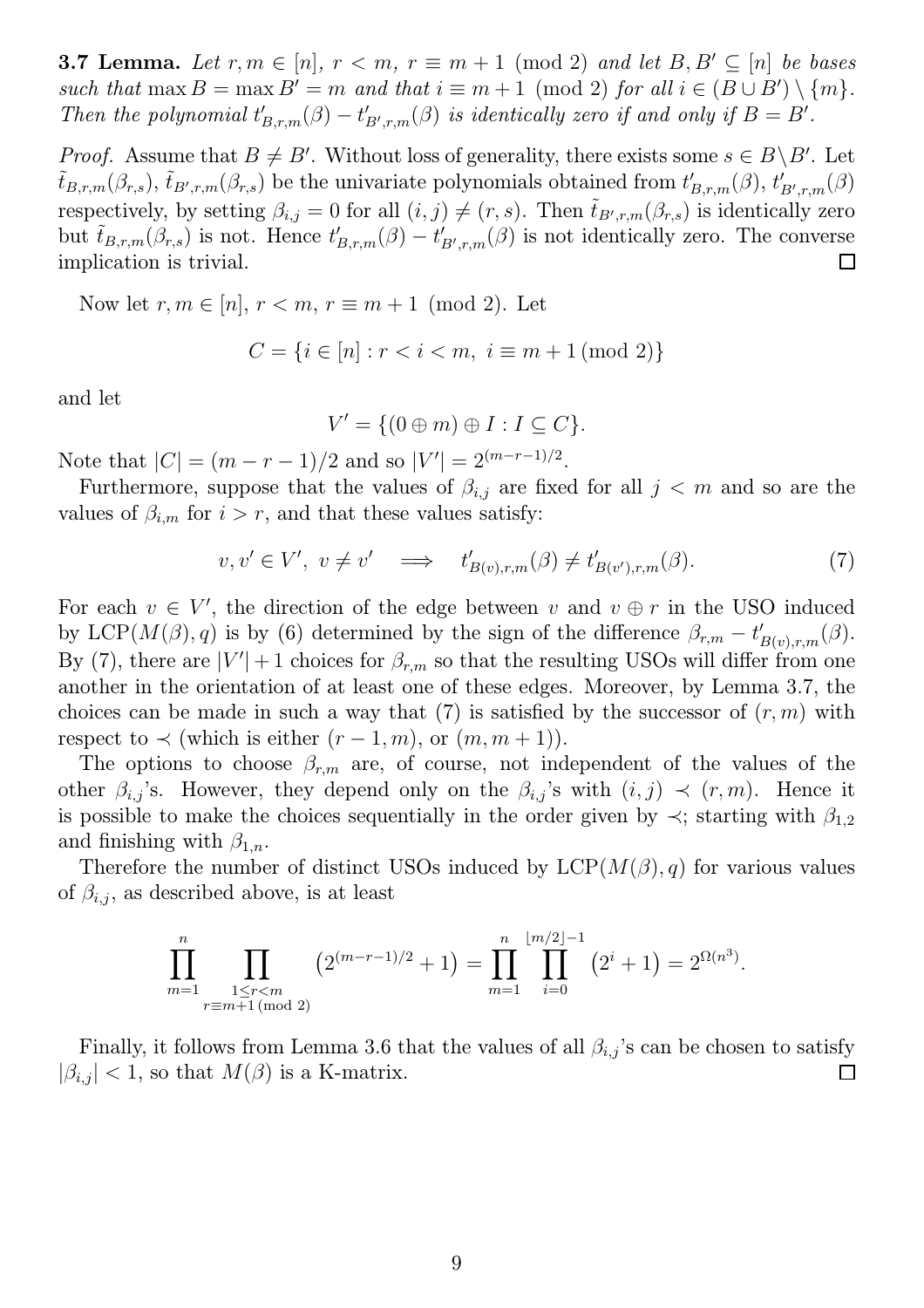**3.7 Lemma.** *Let $r, m \in [n]$, $r < m$, $r \equiv m+1 \pmod 2$ and let $B, B' \subseteq [n]$ be bases such that $\max B = \max B' = m$ and that $i \equiv m+1 \pmod 2$ for all $i \in (B \cup B') \setminus \{m\}$. Then the polynomial $t'_{B,r,m}(\beta) - t'_{B',r,m}(\beta)$ is identically zero if and only if $B = B'$.*

*Proof.* Assume that $B \neq B'$. Without loss of generality, there exists some $s \in B \setminus B'$. Let $\tilde{t}_{B,r,m}(\beta_{r,s})$, $\tilde{t}_{B',r,m}(\beta_{r,s})$ be the univariate polynomials obtained from $t'_{B,r,m}(\beta)$, $t'_{B',r,m}(\beta)$ respectively, by setting $\beta_{i,j} = 0$ for all $(i,j) \neq (r,s)$. Then $\tilde{t}_{B',r,m}(\beta_{r,s})$ is identically zero but $\tilde{t}_{B,r,m}(\beta_{r,s})$ is not. Hence $t'_{B,r,m}(\beta) - t'_{B',r,m}(\beta)$ is not identically zero. The converse implication is trivial. □

Now let $r, m \in [n]$, $r < m$, $r \equiv m+1 \pmod 2$. Let

$$C = \{i \in [n] : r < i < m,\ i \equiv m+1 \,(\mathrm{mod}\ 2)\}$$

and let

$$V' = \{(0 \oplus m) \oplus I : I \subseteq C\}.$$

Note that $|C| = (m-r-1)/2$ and so $|V'| = 2^{(m-r-1)/2}$.

Furthermore, suppose that the values of $\beta_{i,j}$ are fixed for all $j < m$ and so are the values of $\beta_{i,m}$ for $i > r$, and that these values satisfy:

$$v, v' \in V',\ v \neq v' \quad \Longrightarrow \quad t'_{B(v),r,m}(\beta) \neq t'_{B(v'),r,m}(\beta). \tag{7}$$

For each $v \in V'$, the direction of the edge between $v$ and $v \oplus r$ in the USO induced by $\mathrm{LCP}(M(\beta), q)$ is by (6) determined by the sign of the difference $\beta_{r,m} - t'_{B(v),r,m}(\beta)$. By (7), there are $|V'|+1$ choices for $\beta_{r,m}$ so that the resulting USOs will differ from one another in the orientation of at least one of these edges. Moreover, by Lemma 3.7, the choices can be made in such a way that (7) is satisfied by the successor of $(r,m)$ with respect to $\prec$ (which is either $(r-1, m)$, or $(m, m+1)$).

The options to choose $\beta_{r,m}$ are, of course, not independent of the values of the other $\beta_{i,j}$'s. However, they depend only on the $\beta_{i,j}$'s with $(i,j) \prec (r,m)$. Hence it is possible to make the choices sequentially in the order given by $\prec$; starting with $\beta_{1,2}$ and finishing with $\beta_{1,n}$.

Therefore the number of distinct USOs induced by $\mathrm{LCP}(M(\beta), q)$ for various values of $\beta_{i,j}$, as described above, is at least

$$\prod_{m=1}^{n} \prod_{\substack{1 \le r < m \\ r \equiv m+1 \,(\mathrm{mod}\ 2)}} \left(2^{(m-r-1)/2} + 1\right) = \prod_{m=1}^{n} \prod_{i=0}^{\lfloor m/2 \rfloor - 1} \left(2^i + 1\right) = 2^{\Omega(n^3)}.$$

Finally, it follows from Lemma 3.6 that the values of all $\beta_{i,j}$'s can be chosen to satisfy $|\beta_{i,j}| < 1$, so that $M(\beta)$ is a K-matrix. □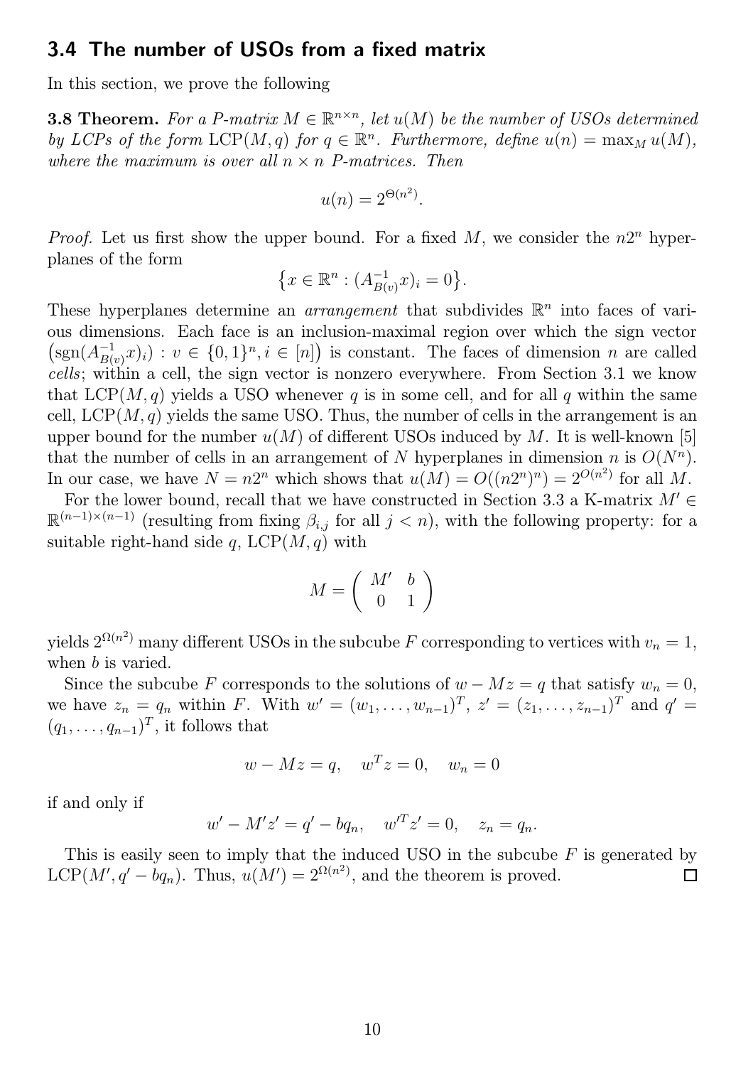## 3.4 The number of USOs from a fixed matrix

In this section, we prove the following

**3.8 Theorem.** *For a P-matrix $M \in \mathbb{R}^{n\times n}$, let $u(M)$ be the number of USOs determined by LCPs of the form $\mathrm{LCP}(M,q)$ for $q \in \mathbb{R}^n$. Furthermore, define $u(n) = \max_M u(M)$, where the maximum is over all $n \times n$ P-matrices. Then*

$$u(n) = 2^{\Theta(n^2)}.$$

*Proof.* Let us first show the upper bound. For a fixed $M$, we consider the $n2^n$ hyperplanes of the form

$$\left\{x \in \mathbb{R}^n : (A_{B(v)}^{-1}x)_i = 0\right\}.$$

These hyperplanes determine an *arrangement* that subdivides $\mathbb{R}^n$ into faces of various dimensions. Each face is an inclusion-maximal region over which the sign vector $\left(\mathrm{sgn}(A_{B(v)}^{-1}x)_i\right) : v \in \{0,1\}^n, i \in [n]\right)$ is constant. The faces of dimension $n$ are called *cells*; within a cell, the sign vector is nonzero everywhere. From Section 3.1 we know that $\mathrm{LCP}(M,q)$ yields a USO whenever $q$ is in some cell, and for all $q$ within the same cell, $\mathrm{LCP}(M,q)$ yields the same USO. Thus, the number of cells in the arrangement is an upper bound for the number $u(M)$ of different USOs induced by $M$. It is well-known [5] that the number of cells in an arrangement of $N$ hyperplanes in dimension $n$ is $O(N^n)$. In our case, we have $N = n2^n$ which shows that $u(M) = O((n2^n)^n) = 2^{O(n^2)}$ for all $M$.

For the lower bound, recall that we have constructed in Section 3.3 a K-matrix $M' \in \mathbb{R}^{(n-1)\times(n-1)}$ (resulting from fixing $\beta_{i,j}$ for all $j < n$), with the following property: for a suitable right-hand side $q$, $\mathrm{LCP}(M,q)$ with

$$M = \begin{pmatrix} M' & b \\ 0 & 1 \end{pmatrix}$$

yields $2^{\Omega(n^2)}$ many different USOs in the subcube $F$ corresponding to vertices with $v_n = 1$, when $b$ is varied.

Since the subcube $F$ corresponds to the solutions of $w - Mz = q$ that satisfy $w_n = 0$, we have $z_n = q_n$ within $F$. With $w' = (w_1, \ldots, w_{n-1})^T$, $z' = (z_1, \ldots, z_{n-1})^T$ and $q' = (q_1, \ldots, q_{n-1})^T$, it follows that

$$w - Mz = q, \quad w^T z = 0, \quad w_n = 0$$

if and only if

$$w' - M'z' = q' - bq_n, \quad w'^T z' = 0, \quad z_n = q_n.$$

This is easily seen to imply that the induced USO in the subcube $F$ is generated by $\mathrm{LCP}(M', q' - bq_n)$. Thus, $u(M') = 2^{\Omega(n^2)}$, and the theorem is proved. □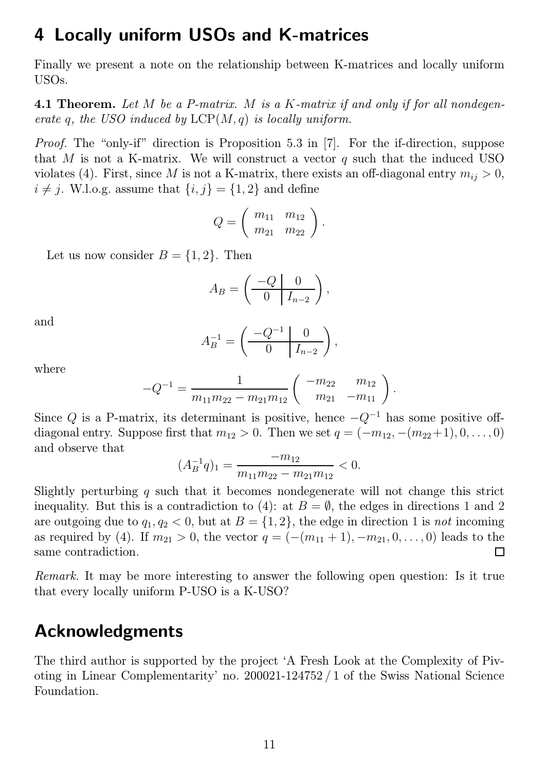# 4 Locally uniform USOs and K-matrices

Finally we present a note on the relationship between K-matrices and locally uniform USOs.

**4.1 Theorem.** *Let $M$ be a P-matrix. $M$ is a $K$-matrix if and only if for all nondegenerate $q$, the USO induced by* $\mathrm{LCP}(M, q)$ *is locally uniform.*

*Proof.* The "only-if" direction is Proposition 5.3 in [7]. For the if-direction, suppose that $M$ is not a K-matrix. We will construct a vector $q$ such that the induced USO violates (4). First, since $M$ is not a K-matrix, there exists an off-diagonal entry $m_{ij} > 0$, $i \neq j$. W.l.o.g. assume that $\{i, j\} = \{1, 2\}$ and define

$$Q = \begin{pmatrix} m_{11} & m_{12} \\ m_{21} & m_{22} \end{pmatrix}.$$

Let us now consider $B = \{1, 2\}$. Then

$$A_B = \left( \begin{array}{c|c} -Q & 0 \\ \hline 0 & I_{n-2} \end{array} \right),$$

and

$$A_B^{-1} = \left( \begin{array}{c|c} -Q^{-1} & 0 \\ \hline 0 & I_{n-2} \end{array} \right),$$

where

$$-Q^{-1} = \frac{1}{m_{11}m_{22} - m_{21}m_{12}} \begin{pmatrix} -m_{22} & m_{12} \\ m_{21} & -m_{11} \end{pmatrix}.$$

Since $Q$ is a P-matrix, its determinant is positive, hence $-Q^{-1}$ has some positive off-diagonal entry. Suppose first that $m_{12} > 0$. Then we set $q = (-m_{12}, -(m_{22}+1), 0, \ldots, 0)$ and observe that

$$(A_B^{-1}q)_1 = \frac{-m_{12}}{m_{11}m_{22} - m_{21}m_{12}} < 0.$$

Slightly perturbing $q$ such that it becomes nondegenerate will not change this strict inequality. But this is a contradiction to (4): at $B = \emptyset$, the edges in directions 1 and 2 are outgoing due to $q_1, q_2 < 0$, but at $B = \{1, 2\}$, the edge in direction 1 is *not* incoming as required by (4). If $m_{21} > 0$, the vector $q = (-(m_{11}+1), -m_{21}, 0, \ldots, 0)$ leads to the same contradiction. □

*Remark.* It may be more interesting to answer the following open question: Is it true that every locally uniform P-USO is a K-USO?

# Acknowledgments

The third author is supported by the project 'A Fresh Look at the Complexity of Pivoting in Linear Complementarity' no. 200021-124752 / 1 of the Swiss National Science Foundation.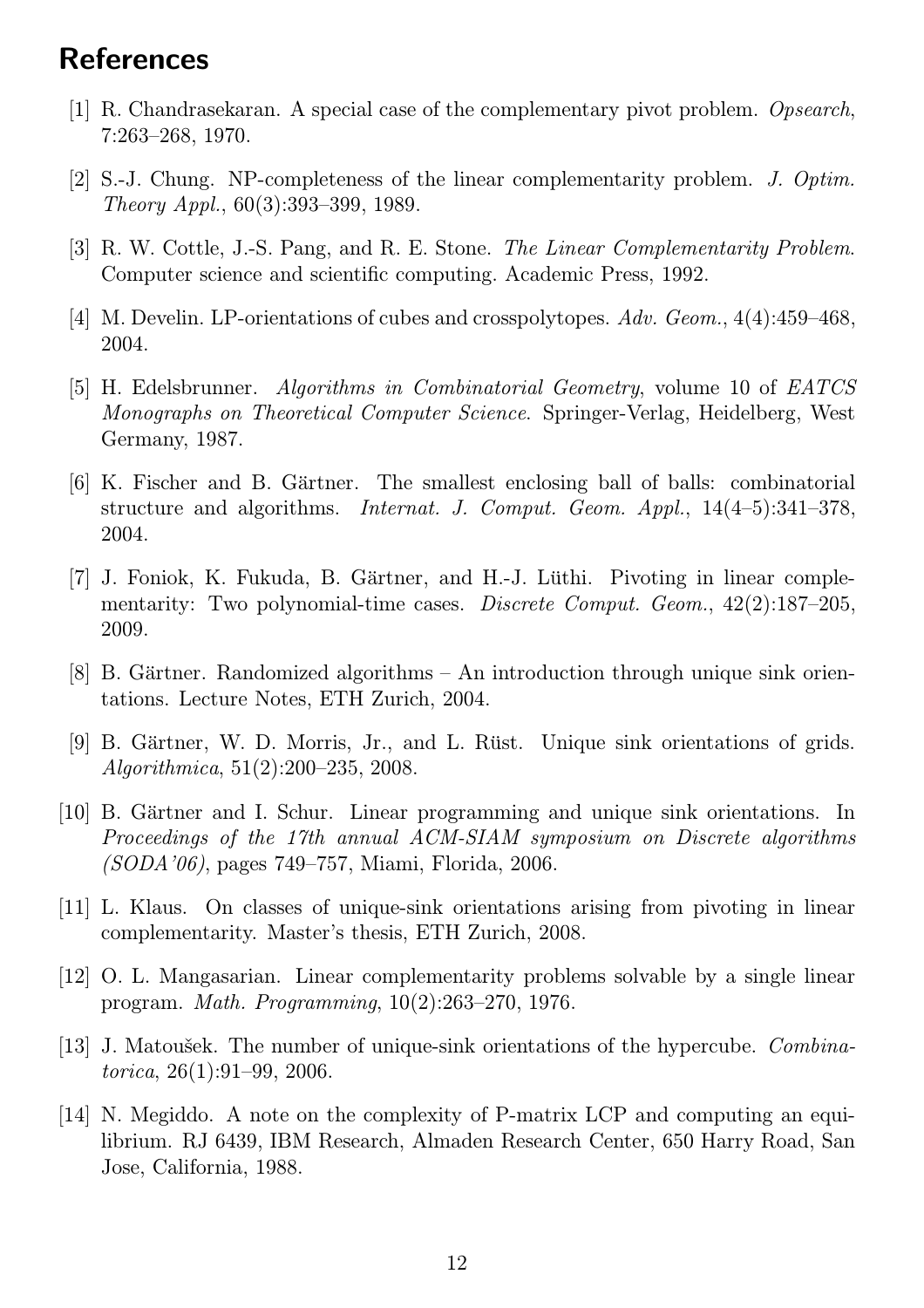## References

[1] R. Chandrasekaran. A special case of the complementary pivot problem. *Opsearch*, 7:263–268, 1970.

[2] S.-J. Chung. NP-completeness of the linear complementarity problem. *J. Optim. Theory Appl.*, 60(3):393–399, 1989.

[3] R. W. Cottle, J.-S. Pang, and R. E. Stone. *The Linear Complementarity Problem.* Computer science and scientific computing. Academic Press, 1992.

[4] M. Develin. LP-orientations of cubes and crosspolytopes. *Adv. Geom.*, 4(4):459–468, 2004.

[5] H. Edelsbrunner. *Algorithms in Combinatorial Geometry*, volume 10 of *EATCS Monographs on Theoretical Computer Science*. Springer-Verlag, Heidelberg, West Germany, 1987.

[6] K. Fischer and B. Gärtner. The smallest enclosing ball of balls: combinatorial structure and algorithms. *Internat. J. Comput. Geom. Appl.*, 14(4–5):341–378, 2004.

[7] J. Foniok, K. Fukuda, B. Gärtner, and H.-J. Lüthi. Pivoting in linear complementarity: Two polynomial-time cases. *Discrete Comput. Geom.*, 42(2):187–205, 2009.

[8] B. Gärtner. Randomized algorithms – An introduction through unique sink orientations. Lecture Notes, ETH Zurich, 2004.

[9] B. Gärtner, W. D. Morris, Jr., and L. Rüst. Unique sink orientations of grids. *Algorithmica*, 51(2):200–235, 2008.

[10] B. Gärtner and I. Schurr. Linear programming and unique sink orientations. In *Proceedings of the 17th annual ACM-SIAM symposium on Discrete algorithms (SODA'06)*, pages 749–757, Miami, Florida, 2006.

[11] L. Klaus. On classes of unique-sink orientations arising from pivoting in linear complementarity. Master's thesis, ETH Zurich, 2008.

[12] O. L. Mangasarian. Linear complementarity problems solvable by a single linear program. *Math. Programming*, 10(2):263–270, 1976.

[13] J. Matoušek. The number of unique-sink orientations of the hypercube. *Combinatorica*, 26(1):91–99, 2006.

[14] N. Megiddo. A note on the complexity of P-matrix LCP and computing an equilibrium. RJ 6439, IBM Research, Almaden Research Center, 650 Harry Road, San Jose, California, 1988.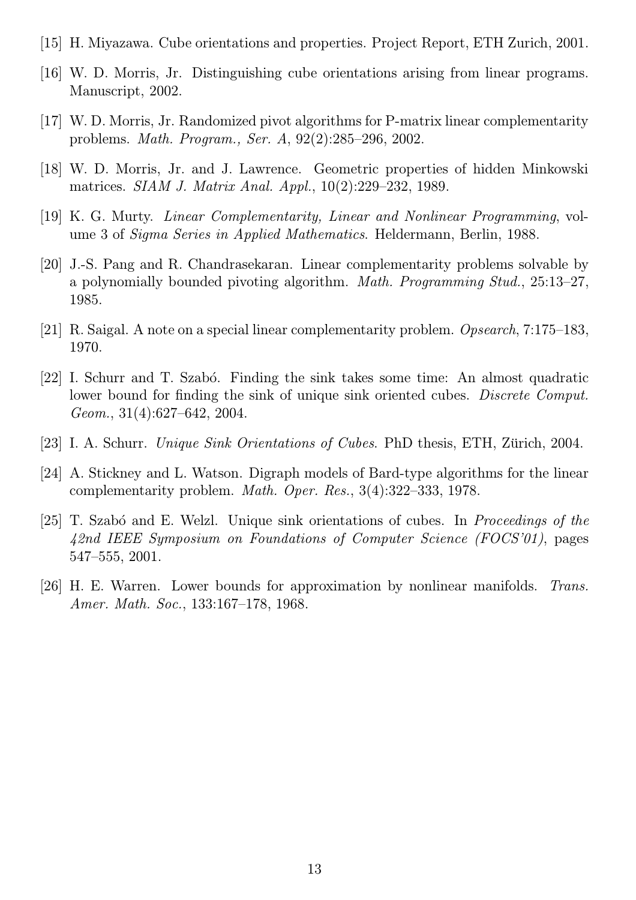[15] H. Miyazawa. Cube orientations and properties. Project Report, ETH Zurich, 2001.

[16] W. D. Morris, Jr. Distinguishing cube orientations arising from linear programs. Manuscript, 2002.

[17] W. D. Morris, Jr. Randomized pivot algorithms for P-matrix linear complementarity problems. *Math. Program., Ser. A*, 92(2):285–296, 2002.

[18] W. D. Morris, Jr. and J. Lawrence. Geometric properties of hidden Minkowski matrices. *SIAM J. Matrix Anal. Appl.*, 10(2):229–232, 1989.

[19] K. G. Murty. *Linear Complementarity, Linear and Nonlinear Programming*, volume 3 of *Sigma Series in Applied Mathematics*. Heldermann, Berlin, 1988.

[20] J.-S. Pang and R. Chandrasekaran. Linear complementarity problems solvable by a polynomially bounded pivoting algorithm. *Math. Programming Stud.*, 25:13–27, 1985.

[21] R. Saigal. A note on a special linear complementarity problem. *Opsearch*, 7:175–183, 1970.

[22] I. Schurr and T. Szabó. Finding the sink takes some time: An almost quadratic lower bound for finding the sink of unique sink oriented cubes. *Discrete Comput. Geom.*, 31(4):627–642, 2004.

[23] I. A. Schurr. *Unique Sink Orientations of Cubes*. PhD thesis, ETH, Zürich, 2004.

[24] A. Stickney and L. Watson. Digraph models of Bard-type algorithms for the linear complementarity problem. *Math. Oper. Res.*, 3(4):322–333, 1978.

[25] T. Szabó and E. Welzl. Unique sink orientations of cubes. In *Proceedings of the 42nd IEEE Symposium on Foundations of Computer Science (FOCS'01)*, pages 547–555, 2001.

[26] H. E. Warren. Lower bounds for approximation by nonlinear manifolds. *Trans. Amer. Math. Soc.*, 133:167–178, 1968.